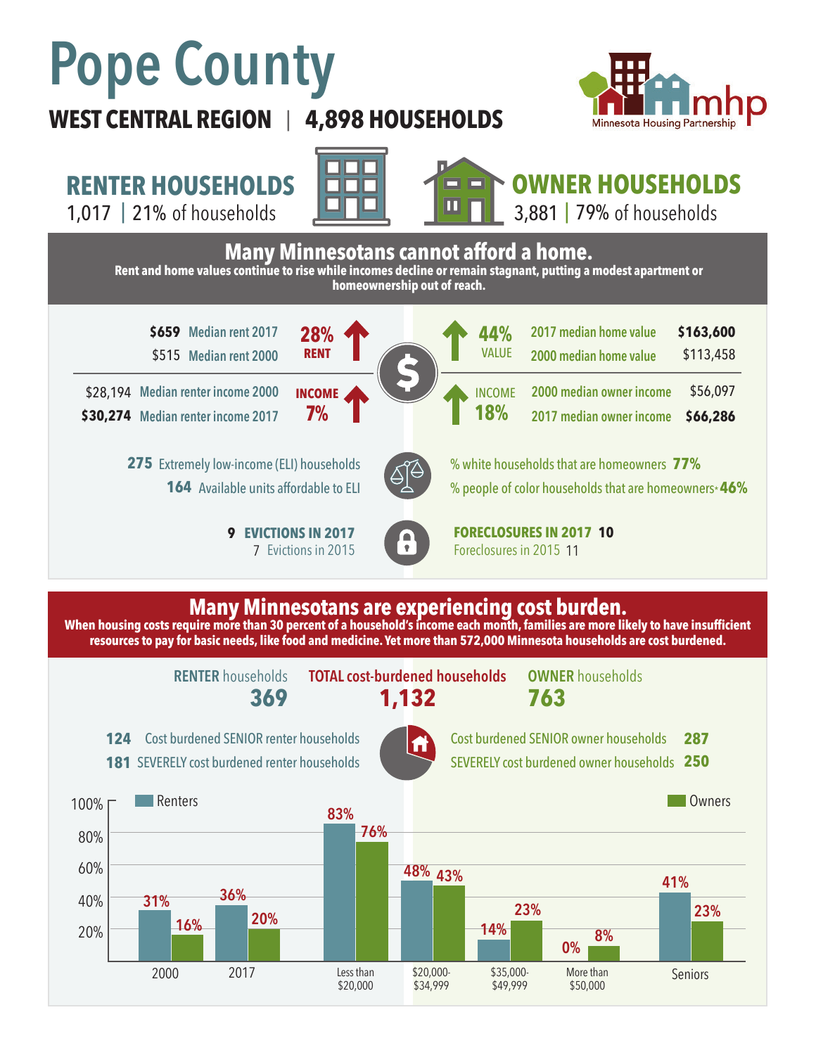# Pope County

**WEST CENTRAL REGION | 4,898 HOUSEHOLDS**

Minnesota Housing Partnership

## RENTER HOUSEHOLDS

1,017 | 21% of households

## OWNER HOUSEHOLDS

3,881 | 79% of households

## Many Minnesotans cannot afford a home.

**Rent and home values continue to rise while incomes decline or remain stagnant, putting a modest apartment or homeownership out of reach.**

| Renters | | Owners | |
|---|---|---|---|
| **$659** Median rent 2017 | **28% RENT** ↑ | 2017 median home value **$163,600** | **44% VALUE** ↑ |
| $515 Median rent 2000 | | 2000 median home value $113,458 | |
| $28,194 Median renter income 2000 | **INCOME 7%** ↑ | 2000 median owner income $56,097 | **INCOME 18%** ↑ |
| **$30,274** Median renter income 2017 | | 2017 median owner income **$66,286** | |

**275** Extremely low-income (ELI) households

**164** Available units affordable to ELI

% white households that are homeowners **77%**

% people of color households that are homeowners* **46%**

**9 EVICTIONS IN 2017**

7 Evictions in 2015

**FORECLOSURES IN 2017 10**

Foreclosures in 2015 11

## Many Minnesotans are experiencing cost burden.

**When housing costs require more than 30 percent of a household's income each month, families are more likely to have insufficient resources to pay for basic needs, like food and medicine. Yet more than 572,000 Minnesota households are cost burdened.**

| RENTER households | TOTAL cost-burdened households | OWNER households |
|---|---|---|
| **369** | **1,132** | **763** |

**124** Cost burdened SENIOR renter households

**181** SEVERELY cost burdened renter households

Cost burdened SENIOR owner households **287**

SEVERELY cost burdened owner households **250**

| | Renters | Owners |
|---|---|---|
| 2000 | 31% | 16% |
| 2017 | 36% | 20% |
| Less than $20,000 | 83% | 76% |
| $20,000-$34,999 | 48% | 43% |
| $35,000-$49,999 | 14% | 23% |
| More than $50,000 | 0% | 8% |
| Seniors | 41% | 23% |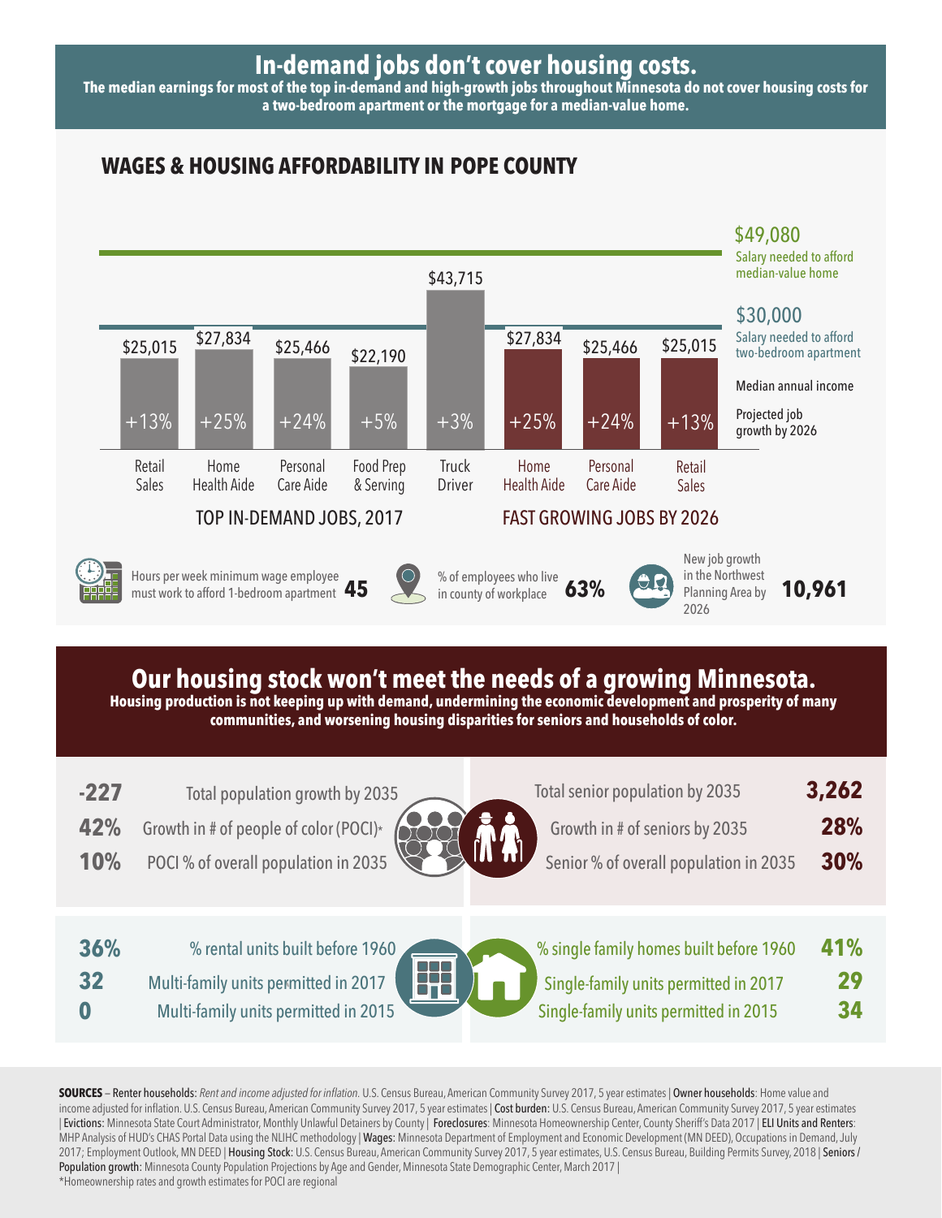# In-demand jobs don't cover housing costs.

**The median earnings for most of the top in-demand and high-growth jobs throughout Minnesota do not cover housing costs for a two-bedroom apartment or the mortgage for a median-value home.**

## WAGES & HOUSING AFFORDABILITY IN POPE COUNTY

$49,080
Salary needed to afford median-value home

$30,000
Salary needed to afford two-bedroom apartment

Median annual income

Projected job growth by 2026

TOP IN-DEMAND JOBS, 2017

Retail Sales: $25,015, +13%
Home Health Aide: $27,834, +25%
Personal Care Aide: $25,466, +24%
Food Prep & Serving: $22,190, +5%
Truck Driver: $43,715, +3%

FAST GROWING JOBS BY 2026

Home Health Aide: $27,834, +25%
Personal Care Aide: $25,466, +24%
Retail Sales: $25,015, +13%

Hours per week minimum wage employee must work to afford 1-bedroom apartment **45**

% of employees who live in county of workplace **63%**

New job growth in the Northwest Planning Area by 2026 **10,961**

# Our housing stock won't meet the needs of a growing Minnesota.

**Housing production is not keeping up with demand, undermining the economic development and prosperity of many communities, and worsening housing disparities for seniors and households of color.**

**-227** Total population growth by 2035
**42%** Growth in # of people of color (POCI)*
**10%** POCI % of overall population in 2035

Total senior population by 2035 **3,262**
Growth in # of seniors by 2035 **28%**
Senior % of overall population in 2035 **30%**

**36%** % rental units built before 1960
**32** Multi-family units permitted in 2017
**0** Multi-family units permitted in 2015

% single family homes built before 1960 **41%**
Single-family units permitted in 2017 **29**
Single-family units permitted in 2015 **34**

**SOURCES** – Renter households: *Rent and income adjusted for inflation.* U.S. Census Bureau, American Community Survey 2017, 5 year estimates | Owner households: Home value and income adjusted for inflation. U.S. Census Bureau, American Community Survey 2017, 5 year estimates | Cost burden: U.S. Census Bureau, American Community Survey 2017, 5 year estimates | Evictions: Minnesota State Court Administrator, Monthly Unlawful Detainers by County | Foreclosures: Minnesota Homeownership Center, County Sheriff's Data 2017 | ELI Units and Renters: MHP Analysis of HUD's CHAS Portal Data using the NLIHC methodology | Wages: Minnesota Department of Employment and Economic Development (MN DEED), Occupations in Demand, July 2017; Employment Outlook, MN DEED | Housing Stock: U.S. Census Bureau, American Community Survey 2017, 5 year estimates, U.S. Census Bureau, Building Permits Survey, 2018 | Seniors / Population growth: Minnesota County Population Projections by Age and Gender, Minnesota State Demographic Center, March 2017 |
*Homeownership rates and growth estimates for POCI are regional